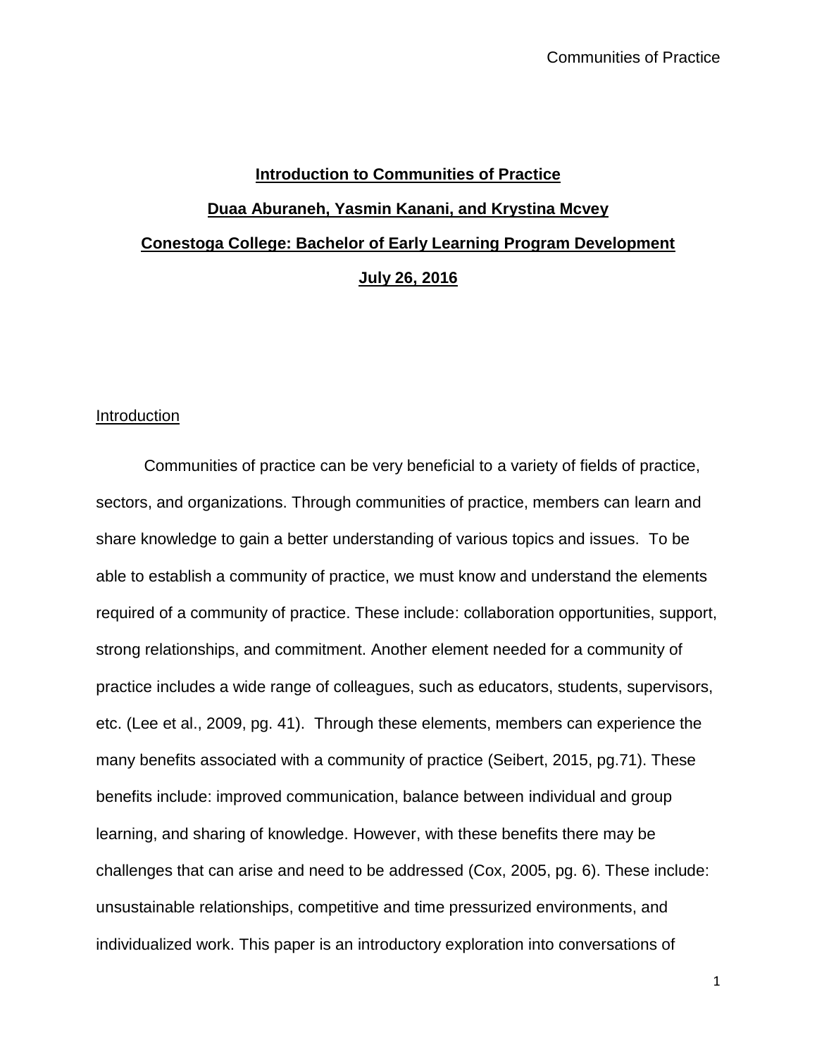# Introduction to Communities of Practice

**Duaa Aburaneh, Yasmin Kanani, and Krystina Mcvey**

**Conestoga College: Bachelor of Early Learning Program Development**

**July 26, 2016**

## Introduction

Communities of practice can be very beneficial to a variety of fields of practice, sectors, and organizations. Through communities of practice, members can learn and share knowledge to gain a better understanding of various topics and issues. To be able to establish a community of practice, we must know and understand the elements required of a community of practice. These include: collaboration opportunities, support, strong relationships, and commitment. Another element needed for a community of practice includes a wide range of colleagues, such as educators, students, supervisors, etc. (Lee et al., 2009, pg. 41). Through these elements, members can experience the many benefits associated with a community of practice (Seibert, 2015, pg.71). These benefits include: improved communication, balance between individual and group learning, and sharing of knowledge. However, with these benefits there may be challenges that can arise and need to be addressed (Cox, 2005, pg. 6). These include: unsustainable relationships, competitive and time pressurized environments, and individualized work. This paper is an introductory exploration into conversations of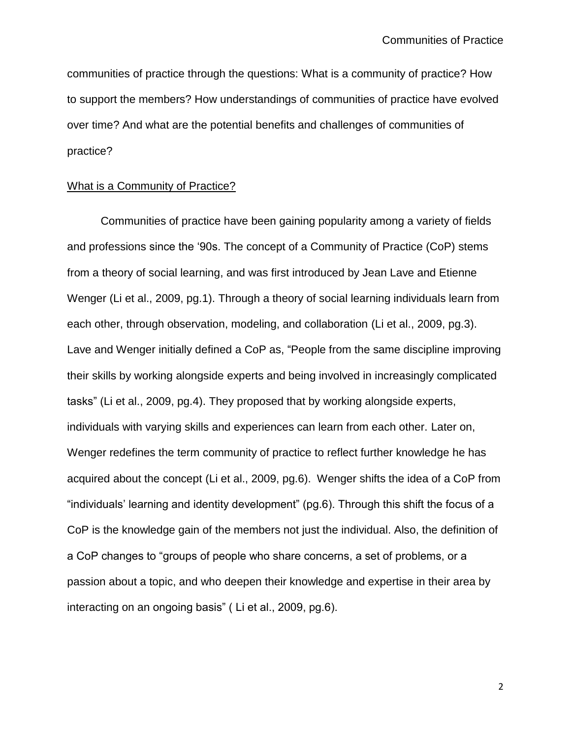communities of practice through the questions: What is a community of practice? How to support the members? How understandings of communities of practice have evolved over time? And what are the potential benefits and challenges of communities of practice?

## What is a Community of Practice?

Communities of practice have been gaining popularity among a variety of fields and professions since the '90s. The concept of a Community of Practice (CoP) stems from a theory of social learning, and was first introduced by Jean Lave and Etienne Wenger (Li et al., 2009, pg.1). Through a theory of social learning individuals learn from each other, through observation, modeling, and collaboration (Li et al., 2009, pg.3). Lave and Wenger initially defined a CoP as, "People from the same discipline improving their skills by working alongside experts and being involved in increasingly complicated tasks" (Li et al., 2009, pg.4). They proposed that by working alongside experts, individuals with varying skills and experiences can learn from each other. Later on, Wenger redefines the term community of practice to reflect further knowledge he has acquired about the concept (Li et al., 2009, pg.6). Wenger shifts the idea of a CoP from "individuals' learning and identity development" (pg.6). Through this shift the focus of a CoP is the knowledge gain of the members not just the individual. Also, the definition of a CoP changes to "groups of people who share concerns, a set of problems, or a passion about a topic, and who deepen their knowledge and expertise in their area by interacting on an ongoing basis" ( Li et al., 2009, pg.6).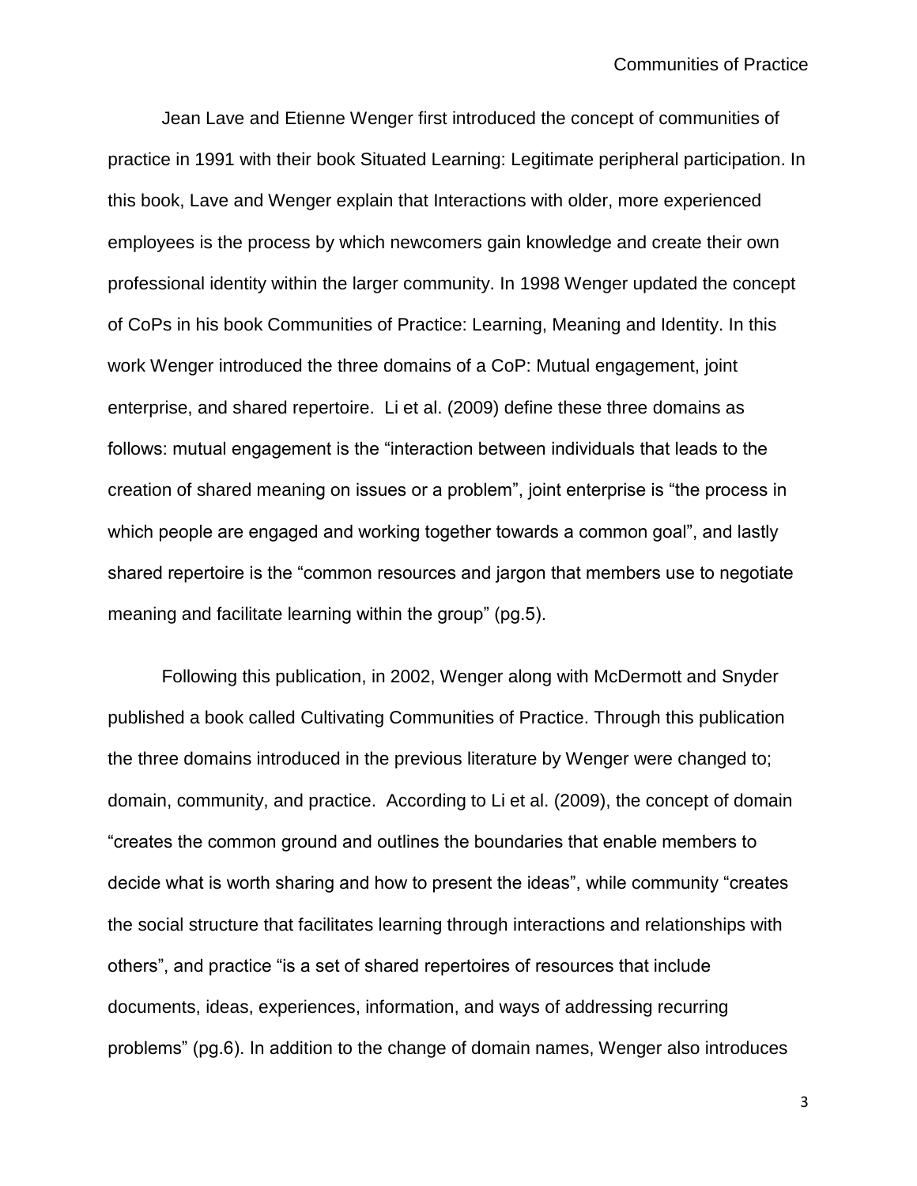Jean Lave and Etienne Wenger first introduced the concept of communities of practice in 1991 with their book Situated Learning: Legitimate peripheral participation. In this book, Lave and Wenger explain that Interactions with older, more experienced employees is the process by which newcomers gain knowledge and create their own professional identity within the larger community. In 1998 Wenger updated the concept of CoPs in his book Communities of Practice: Learning, Meaning and Identity. In this work Wenger introduced the three domains of a CoP: Mutual engagement, joint enterprise, and shared repertoire.  Li et al. (2009) define these three domains as follows: mutual engagement is the "interaction between individuals that leads to the creation of shared meaning on issues or a problem", joint enterprise is "the process in which people are engaged and working together towards a common goal", and lastly shared repertoire is the "common resources and jargon that members use to negotiate meaning and facilitate learning within the group" (pg.5).

Following this publication, in 2002, Wenger along with McDermott and Snyder published a book called Cultivating Communities of Practice. Through this publication the three domains introduced in the previous literature by Wenger were changed to; domain, community, and practice.  According to Li et al. (2009), the concept of domain "creates the common ground and outlines the boundaries that enable members to decide what is worth sharing and how to present the ideas", while community "creates the social structure that facilitates learning through interactions and relationships with others", and practice "is a set of shared repertoires of resources that include documents, ideas, experiences, information, and ways of addressing recurring problems" (pg.6). In addition to the change of domain names, Wenger also introduces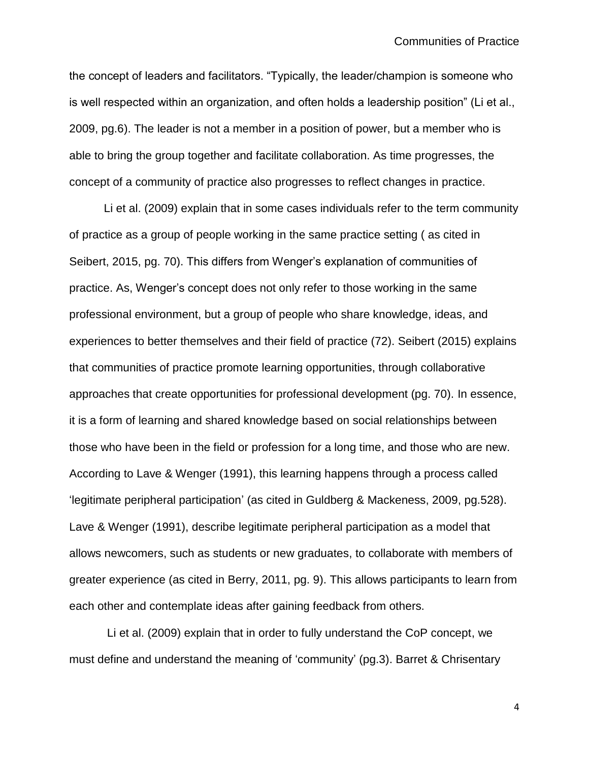the concept of leaders and facilitators. “Typically, the leader/champion is someone who is well respected within an organization, and often holds a leadership position” (Li et al., 2009, pg.6). The leader is not a member in a position of power, but a member who is able to bring the group together and facilitate collaboration. As time progresses, the concept of a community of practice also progresses to reflect changes in practice.

Li et al. (2009) explain that in some cases individuals refer to the term community of practice as a group of people working in the same practice setting ( as cited in Seibert, 2015, pg. 70). This differs from Wenger’s explanation of communities of practice. As, Wenger’s concept does not only refer to those working in the same professional environment, but a group of people who share knowledge, ideas, and experiences to better themselves and their field of practice (72). Seibert (2015) explains that communities of practice promote learning opportunities, through collaborative approaches that create opportunities for professional development (pg. 70). In essence, it is a form of learning and shared knowledge based on social relationships between those who have been in the field or profession for a long time, and those who are new. According to Lave & Wenger (1991), this learning happens through a process called ‘legitimate peripheral participation’ (as cited in Guldberg & Mackeness, 2009, pg.528). Lave & Wenger (1991), describe legitimate peripheral participation as a model that allows newcomers, such as students or new graduates, to collaborate with members of greater experience (as cited in Berry, 2011, pg. 9). This allows participants to learn from each other and contemplate ideas after gaining feedback from others.

Li et al. (2009) explain that in order to fully understand the CoP concept, we must define and understand the meaning of ‘community’ (pg.3). Barret & Chrisentary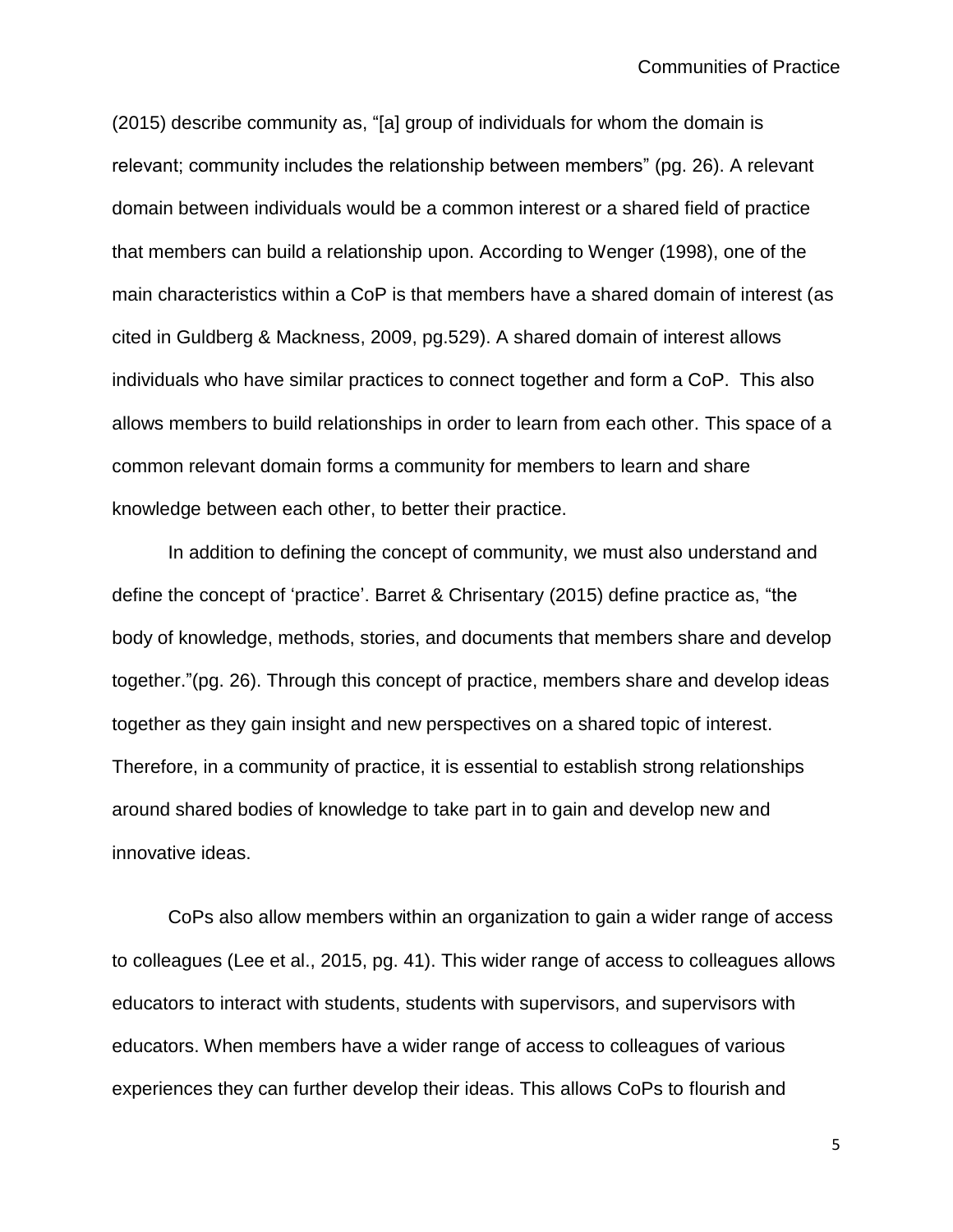(2015) describe community as, "[a] group of individuals for whom the domain is relevant; community includes the relationship between members" (pg. 26). A relevant domain between individuals would be a common interest or a shared field of practice that members can build a relationship upon. According to Wenger (1998), one of the main characteristics within a CoP is that members have a shared domain of interest (as cited in Guldberg & Mackness, 2009, pg.529). A shared domain of interest allows individuals who have similar practices to connect together and form a CoP. This also allows members to build relationships in order to learn from each other. This space of a common relevant domain forms a community for members to learn and share knowledge between each other, to better their practice.

In addition to defining the concept of community, we must also understand and define the concept of 'practice'. Barret & Chrisentary (2015) define practice as, "the body of knowledge, methods, stories, and documents that members share and develop together."(pg. 26). Through this concept of practice, members share and develop ideas together as they gain insight and new perspectives on a shared topic of interest. Therefore, in a community of practice, it is essential to establish strong relationships around shared bodies of knowledge to take part in to gain and develop new and innovative ideas.

CoPs also allow members within an organization to gain a wider range of access to colleagues (Lee et al., 2015, pg. 41). This wider range of access to colleagues allows educators to interact with students, students with supervisors, and supervisors with educators. When members have a wider range of access to colleagues of various experiences they can further develop their ideas. This allows CoPs to flourish and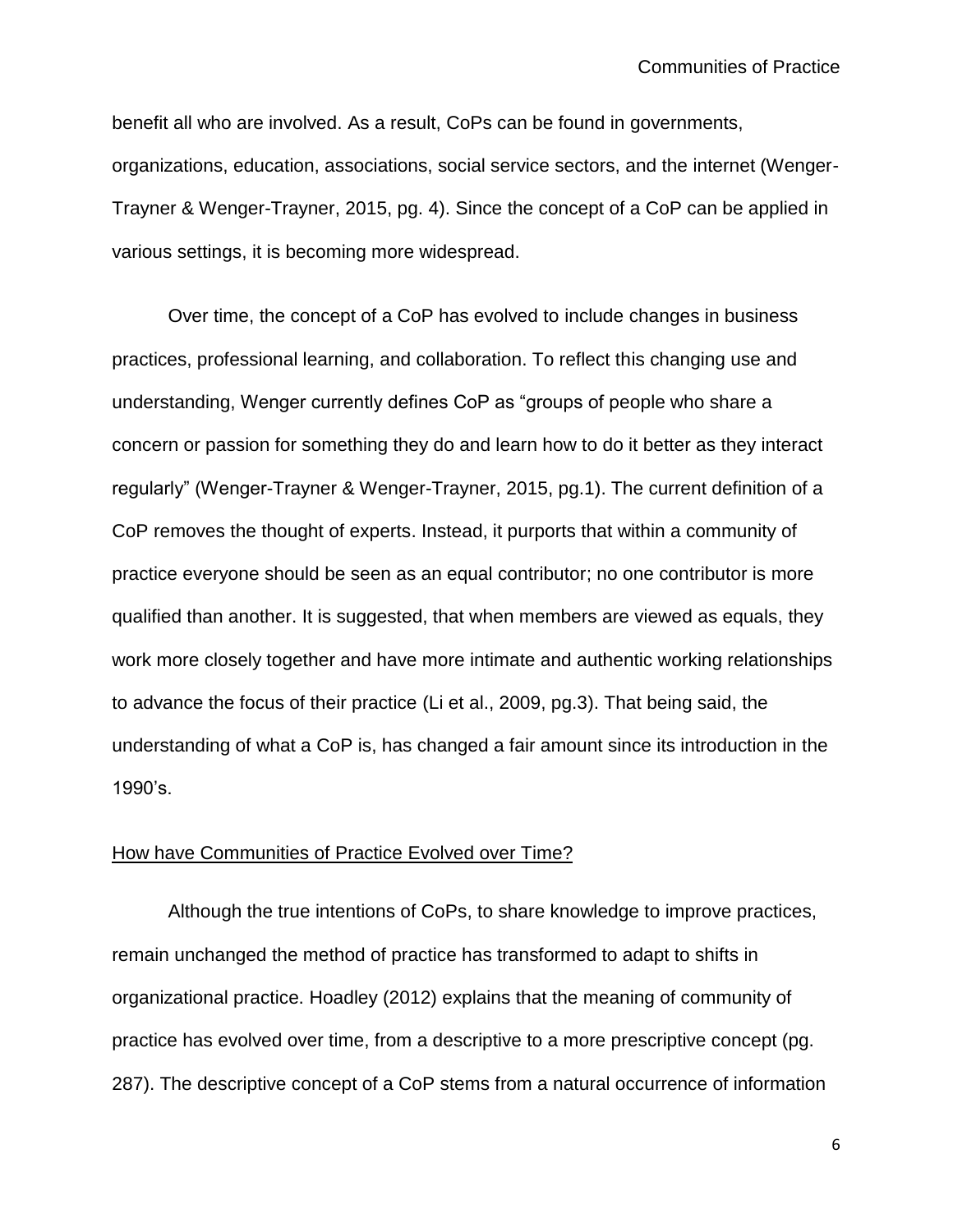benefit all who are involved. As a result, CoPs can be found in governments, organizations, education, associations, social service sectors, and the internet (Wenger-Trayner & Wenger-Trayner, 2015, pg. 4). Since the concept of a CoP can be applied in various settings, it is becoming more widespread.

Over time, the concept of a CoP has evolved to include changes in business practices, professional learning, and collaboration. To reflect this changing use and understanding, Wenger currently defines CoP as "groups of people who share a concern or passion for something they do and learn how to do it better as they interact regularly" (Wenger-Trayner & Wenger-Trayner, 2015, pg.1). The current definition of a CoP removes the thought of experts. Instead, it purports that within a community of practice everyone should be seen as an equal contributor; no one contributor is more qualified than another. It is suggested, that when members are viewed as equals, they work more closely together and have more intimate and authentic working relationships to advance the focus of their practice (Li et al., 2009, pg.3). That being said, the understanding of what a CoP is, has changed a fair amount since its introduction in the 1990's.

<u>How have Communities of Practice Evolved over Time?</u>

Although the true intentions of CoPs, to share knowledge to improve practices, remain unchanged the method of practice has transformed to adapt to shifts in organizational practice. Hoadley (2012) explains that the meaning of community of practice has evolved over time, from a descriptive to a more prescriptive concept (pg. 287). The descriptive concept of a CoP stems from a natural occurrence of information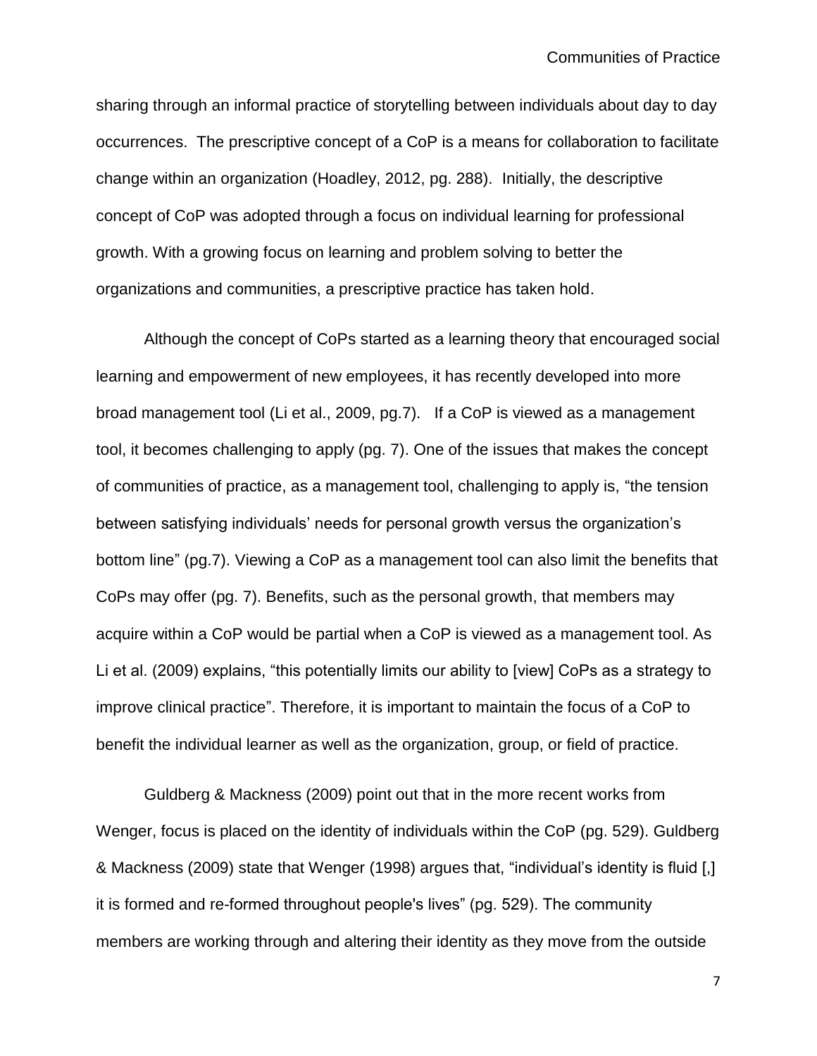sharing through an informal practice of storytelling between individuals about day to day occurrences. The prescriptive concept of a CoP is a means for collaboration to facilitate change within an organization (Hoadley, 2012, pg. 288). Initially, the descriptive concept of CoP was adopted through a focus on individual learning for professional growth. With a growing focus on learning and problem solving to better the organizations and communities, a prescriptive practice has taken hold.

Although the concept of CoPs started as a learning theory that encouraged social learning and empowerment of new employees, it has recently developed into more broad management tool (Li et al., 2009, pg.7). If a CoP is viewed as a management tool, it becomes challenging to apply (pg. 7). One of the issues that makes the concept of communities of practice, as a management tool, challenging to apply is, "the tension between satisfying individuals' needs for personal growth versus the organization's bottom line" (pg.7). Viewing a CoP as a management tool can also limit the benefits that CoPs may offer (pg. 7). Benefits, such as the personal growth, that members may acquire within a CoP would be partial when a CoP is viewed as a management tool. As Li et al. (2009) explains, "this potentially limits our ability to [view] CoPs as a strategy to improve clinical practice". Therefore, it is important to maintain the focus of a CoP to benefit the individual learner as well as the organization, group, or field of practice.

Guldberg & Mackness (2009) point out that in the more recent works from Wenger, focus is placed on the identity of individuals within the CoP (pg. 529). Guldberg & Mackness (2009) state that Wenger (1998) argues that, "individual's identity is fluid [,] it is formed and re-formed throughout people's lives" (pg. 529). The community members are working through and altering their identity as they move from the outside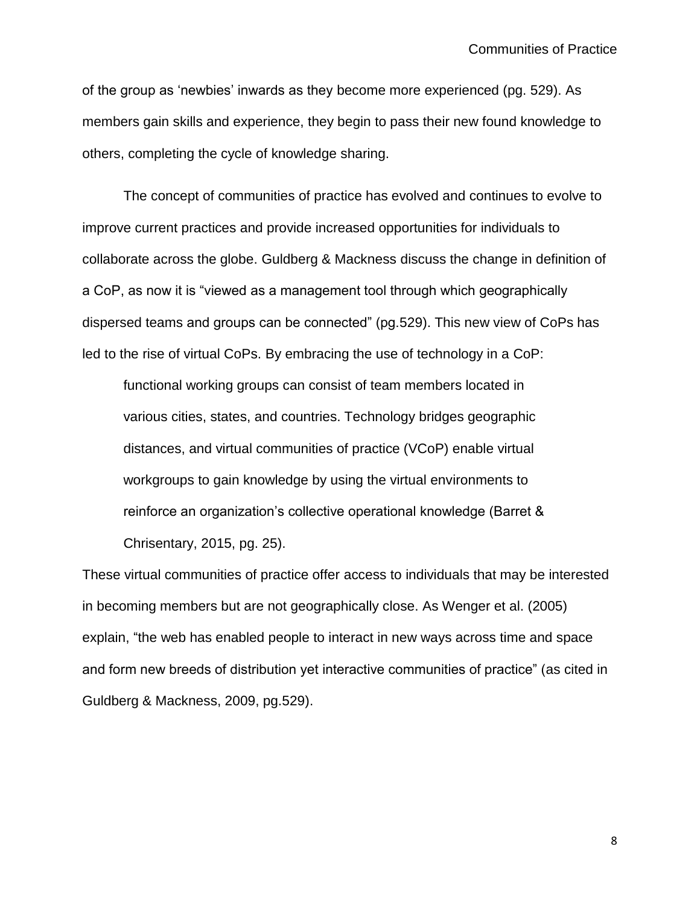of the group as 'newbies' inwards as they become more experienced (pg. 529). As members gain skills and experience, they begin to pass their new found knowledge to others, completing the cycle of knowledge sharing.

The concept of communities of practice has evolved and continues to evolve to improve current practices and provide increased opportunities for individuals to collaborate across the globe. Guldberg & Mackness discuss the change in definition of a CoP, as now it is "viewed as a management tool through which geographically dispersed teams and groups can be connected" (pg.529). This new view of CoPs has led to the rise of virtual CoPs. By embracing the use of technology in a CoP:

> functional working groups can consist of team members located in various cities, states, and countries. Technology bridges geographic distances, and virtual communities of practice (VCoP) enable virtual workgroups to gain knowledge by using the virtual environments to reinforce an organization's collective operational knowledge (Barret & Chrisentary, 2015, pg. 25).

These virtual communities of practice offer access to individuals that may be interested in becoming members but are not geographically close. As Wenger et al. (2005) explain, "the web has enabled people to interact in new ways across time and space and form new breeds of distribution yet interactive communities of practice" (as cited in Guldberg & Mackness, 2009, pg.529).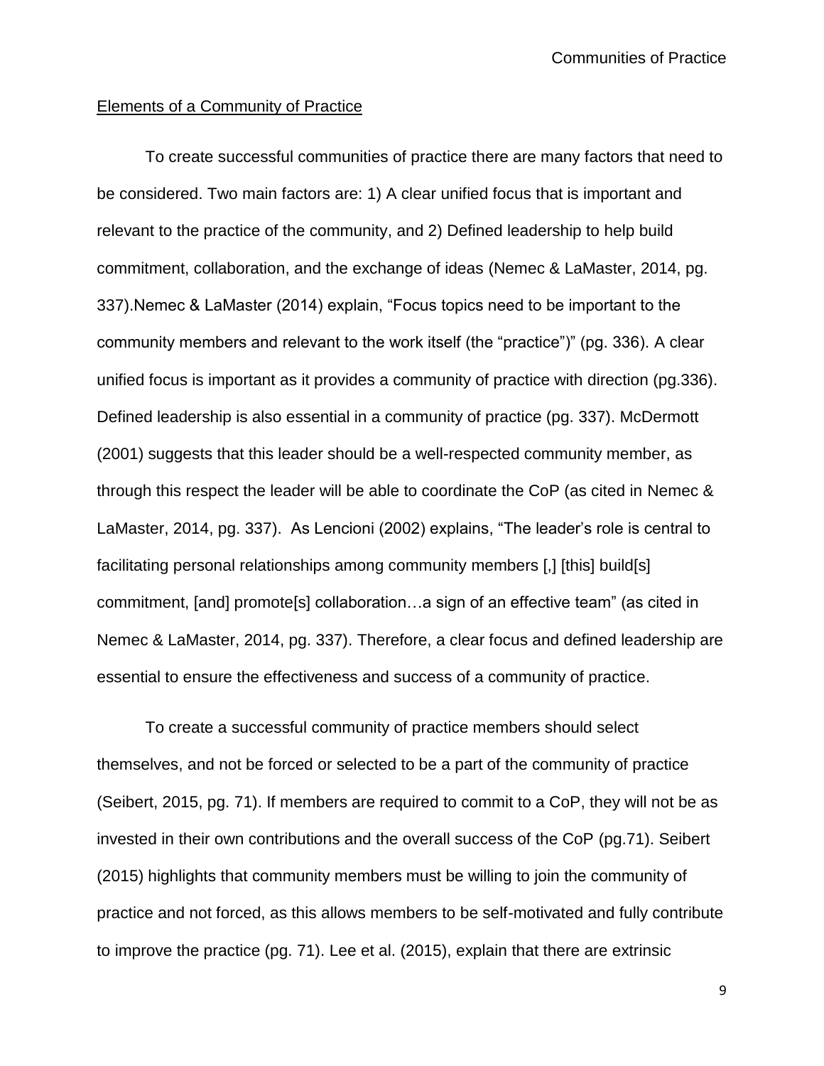<u>Elements of a Community of Practice</u>

To create successful communities of practice there are many factors that need to be considered. Two main factors are: 1) A clear unified focus that is important and relevant to the practice of the community, and 2) Defined leadership to help build commitment, collaboration, and the exchange of ideas (Nemec & LaMaster, 2014, pg. 337).Nemec & LaMaster (2014) explain, "Focus topics need to be important to the community members and relevant to the work itself (the "practice")" (pg. 336). A clear unified focus is important as it provides a community of practice with direction (pg.336). Defined leadership is also essential in a community of practice (pg. 337). McDermott (2001) suggests that this leader should be a well-respected community member, as through this respect the leader will be able to coordinate the CoP (as cited in Nemec & LaMaster, 2014, pg. 337). As Lencioni (2002) explains, "The leader's role is central to facilitating personal relationships among community members [,] [this] build[s] commitment, [and] promote[s] collaboration…a sign of an effective team" (as cited in Nemec & LaMaster, 2014, pg. 337). Therefore, a clear focus and defined leadership are essential to ensure the effectiveness and success of a community of practice.

To create a successful community of practice members should select themselves, and not be forced or selected to be a part of the community of practice (Seibert, 2015, pg. 71). If members are required to commit to a CoP, they will not be as invested in their own contributions and the overall success of the CoP (pg.71). Seibert (2015) highlights that community members must be willing to join the community of practice and not forced, as this allows members to be self-motivated and fully contribute to improve the practice (pg. 71). Lee et al. (2015), explain that there are extrinsic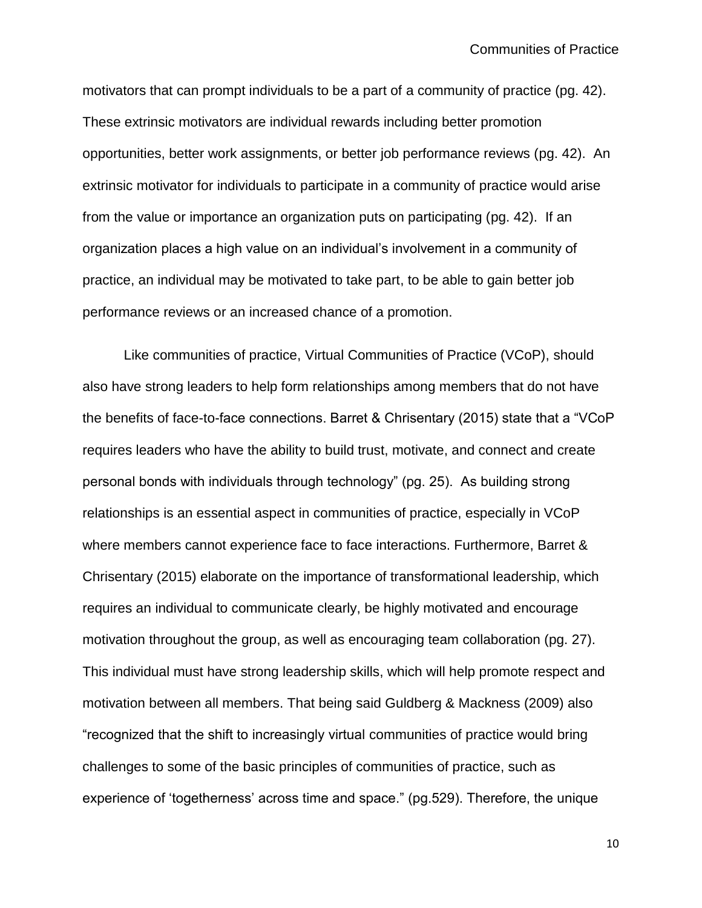motivators that can prompt individuals to be a part of a community of practice (pg. 42). These extrinsic motivators are individual rewards including better promotion opportunities, better work assignments, or better job performance reviews (pg. 42). An extrinsic motivator for individuals to participate in a community of practice would arise from the value or importance an organization puts on participating (pg. 42). If an organization places a high value on an individual's involvement in a community of practice, an individual may be motivated to take part, to be able to gain better job performance reviews or an increased chance of a promotion.

Like communities of practice, Virtual Communities of Practice (VCoP), should also have strong leaders to help form relationships among members that do not have the benefits of face-to-face connections. Barret & Chrisentary (2015) state that a "VCoP requires leaders who have the ability to build trust, motivate, and connect and create personal bonds with individuals through technology" (pg. 25). As building strong relationships is an essential aspect in communities of practice, especially in VCoP where members cannot experience face to face interactions. Furthermore, Barret & Chrisentary (2015) elaborate on the importance of transformational leadership, which requires an individual to communicate clearly, be highly motivated and encourage motivation throughout the group, as well as encouraging team collaboration (pg. 27). This individual must have strong leadership skills, which will help promote respect and motivation between all members. That being said Guldberg & Mackness (2009) also "recognized that the shift to increasingly virtual communities of practice would bring challenges to some of the basic principles of communities of practice, such as experience of 'togetherness' across time and space." (pg.529). Therefore, the unique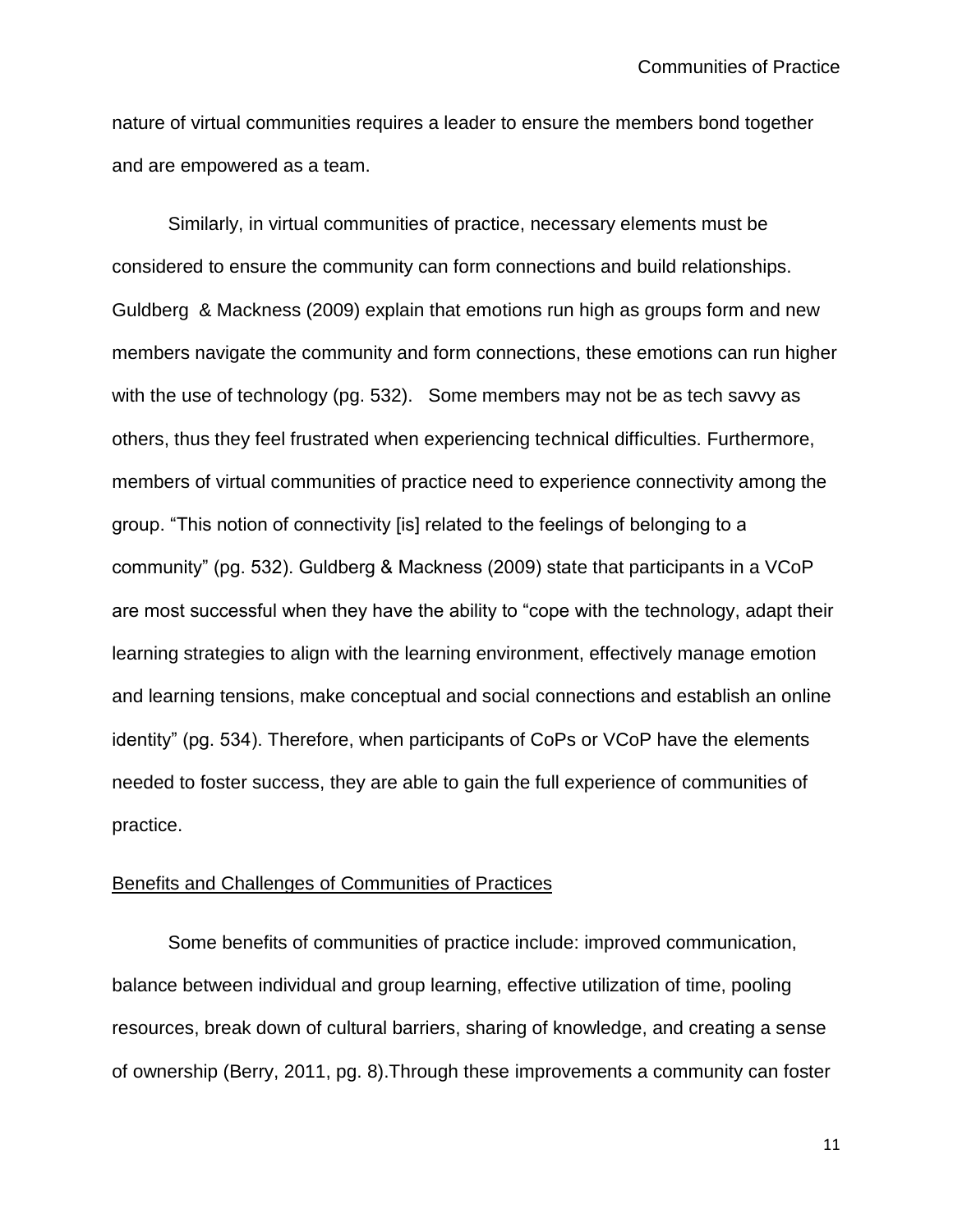nature of virtual communities requires a leader to ensure the members bond together and are empowered as a team.

Similarly, in virtual communities of practice, necessary elements must be considered to ensure the community can form connections and build relationships. Guldberg & Mackness (2009) explain that emotions run high as groups form and new members navigate the community and form connections, these emotions can run higher with the use of technology (pg. 532). Some members may not be as tech savvy as others, thus they feel frustrated when experiencing technical difficulties. Furthermore, members of virtual communities of practice need to experience connectivity among the group. "This notion of connectivity [is] related to the feelings of belonging to a community" (pg. 532). Guldberg & Mackness (2009) state that participants in a VCoP are most successful when they have the ability to "cope with the technology, adapt their learning strategies to align with the learning environment, effectively manage emotion and learning tensions, make conceptual and social connections and establish an online identity" (pg. 534). Therefore, when participants of CoPs or VCoP have the elements needed to foster success, they are able to gain the full experience of communities of practice.

<u>Benefits and Challenges of Communities of Practices</u>

Some benefits of communities of practice include: improved communication, balance between individual and group learning, effective utilization of time, pooling resources, break down of cultural barriers, sharing of knowledge, and creating a sense of ownership (Berry, 2011, pg. 8).Through these improvements a community can foster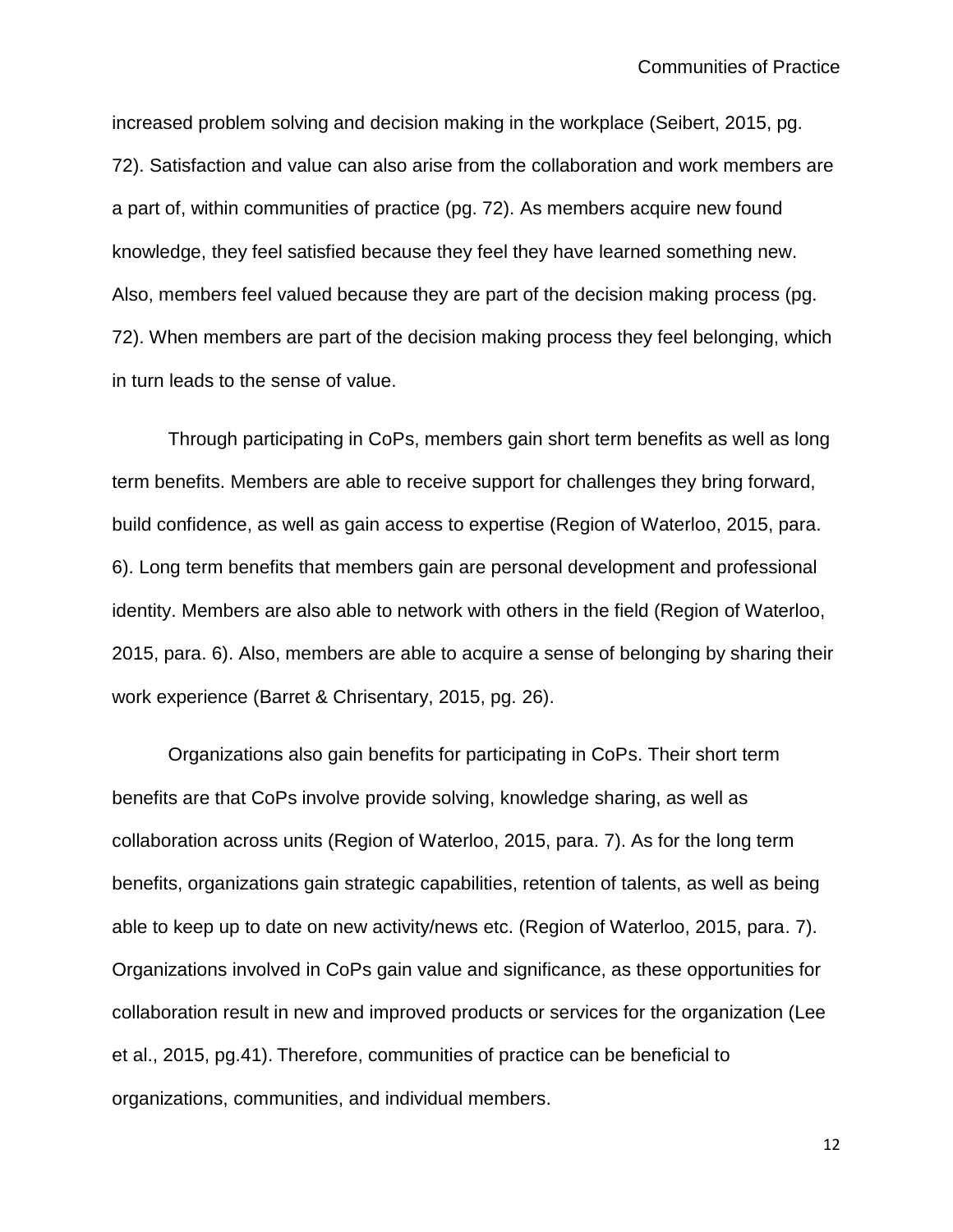increased problem solving and decision making in the workplace (Seibert, 2015, pg. 72). Satisfaction and value can also arise from the collaboration and work members are a part of, within communities of practice (pg. 72). As members acquire new found knowledge, they feel satisfied because they feel they have learned something new. Also, members feel valued because they are part of the decision making process (pg. 72). When members are part of the decision making process they feel belonging, which in turn leads to the sense of value.

Through participating in CoPs, members gain short term benefits as well as long term benefits. Members are able to receive support for challenges they bring forward, build confidence, as well as gain access to expertise (Region of Waterloo, 2015, para. 6). Long term benefits that members gain are personal development and professional identity. Members are also able to network with others in the field (Region of Waterloo, 2015, para. 6). Also, members are able to acquire a sense of belonging by sharing their work experience (Barret & Chrisentary, 2015, pg. 26).

Organizations also gain benefits for participating in CoPs. Their short term benefits are that CoPs involve provide solving, knowledge sharing, as well as collaboration across units (Region of Waterloo, 2015, para. 7). As for the long term benefits, organizations gain strategic capabilities, retention of talents, as well as being able to keep up to date on new activity/news etc. (Region of Waterloo, 2015, para. 7). Organizations involved in CoPs gain value and significance, as these opportunities for collaboration result in new and improved products or services for the organization (Lee et al., 2015, pg.41). Therefore, communities of practice can be beneficial to organizations, communities, and individual members.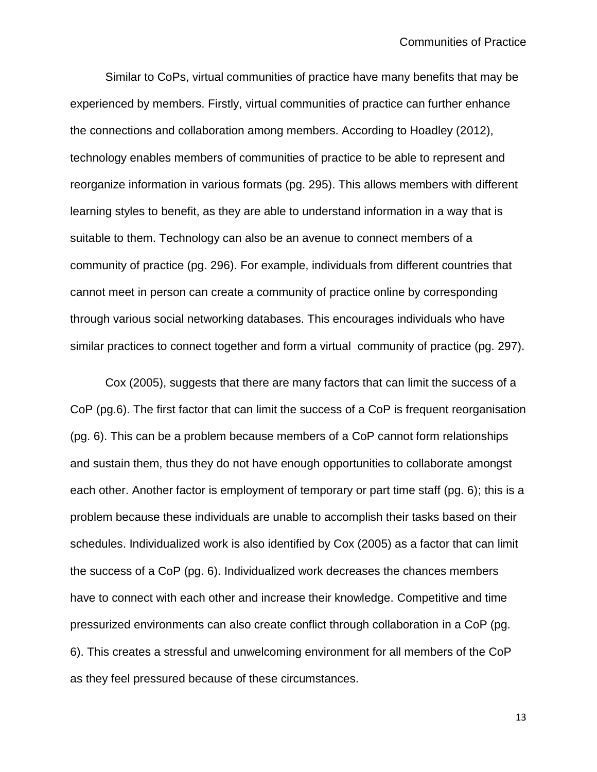Similar to CoPs, virtual communities of practice have many benefits that may be experienced by members. Firstly, virtual communities of practice can further enhance the connections and collaboration among members. According to Hoadley (2012), technology enables members of communities of practice to be able to represent and reorganize information in various formats (pg. 295). This allows members with different learning styles to benefit, as they are able to understand information in a way that is suitable to them. Technology can also be an avenue to connect members of a community of practice (pg. 296). For example, individuals from different countries that cannot meet in person can create a community of practice online by corresponding through various social networking databases. This encourages individuals who have similar practices to connect together and form a virtual community of practice (pg. 297).

Cox (2005), suggests that there are many factors that can limit the success of a CoP (pg.6). The first factor that can limit the success of a CoP is frequent reorganisation (pg. 6). This can be a problem because members of a CoP cannot form relationships and sustain them, thus they do not have enough opportunities to collaborate amongst each other. Another factor is employment of temporary or part time staff (pg. 6); this is a problem because these individuals are unable to accomplish their tasks based on their schedules. Individualized work is also identified by Cox (2005) as a factor that can limit the success of a CoP (pg. 6). Individualized work decreases the chances members have to connect with each other and increase their knowledge. Competitive and time pressurized environments can also create conflict through collaboration in a CoP (pg. 6). This creates a stressful and unwelcoming environment for all members of the CoP as they feel pressured because of these circumstances.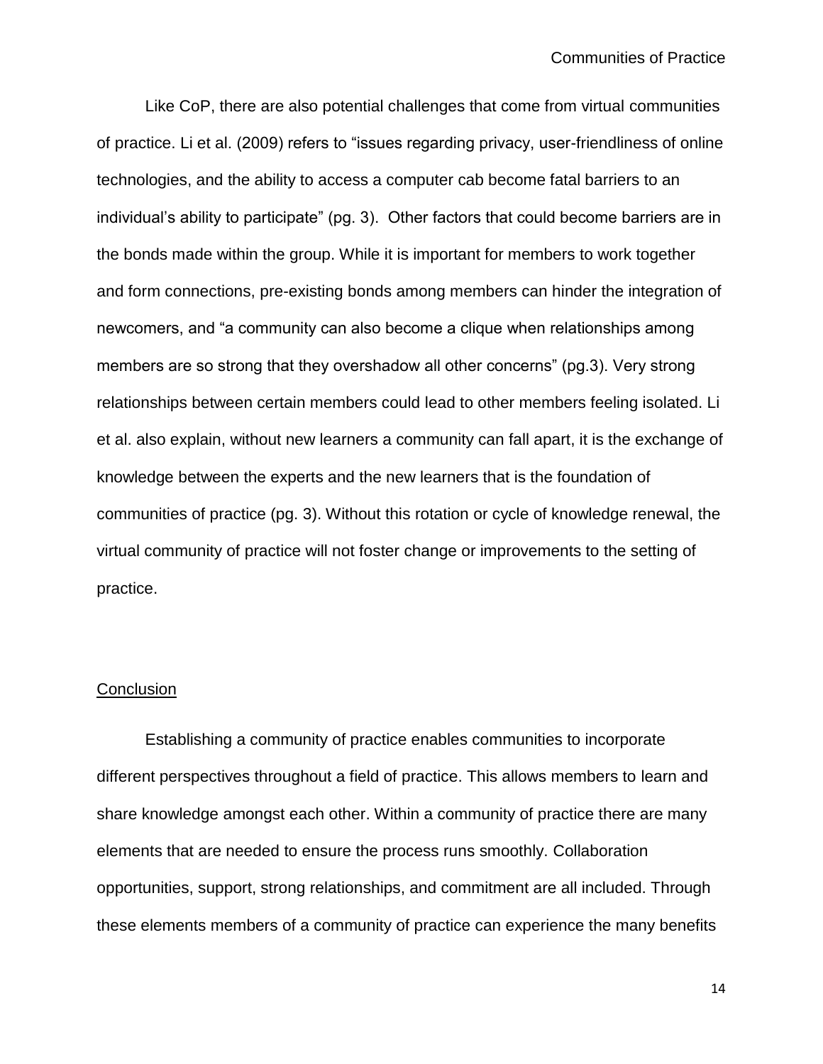Like CoP, there are also potential challenges that come from virtual communities of practice. Li et al. (2009) refers to "issues regarding privacy, user-friendliness of online technologies, and the ability to access a computer cab become fatal barriers to an individual's ability to participate" (pg. 3). Other factors that could become barriers are in the bonds made within the group. While it is important for members to work together and form connections, pre-existing bonds among members can hinder the integration of newcomers, and "a community can also become a clique when relationships among members are so strong that they overshadow all other concerns" (pg.3). Very strong relationships between certain members could lead to other members feeling isolated. Li et al. also explain, without new learners a community can fall apart, it is the exchange of knowledge between the experts and the new learners that is the foundation of communities of practice (pg. 3). Without this rotation or cycle of knowledge renewal, the virtual community of practice will not foster change or improvements to the setting of practice.

## Conclusion

Establishing a community of practice enables communities to incorporate different perspectives throughout a field of practice. This allows members to learn and share knowledge amongst each other. Within a community of practice there are many elements that are needed to ensure the process runs smoothly. Collaboration opportunities, support, strong relationships, and commitment are all included. Through these elements members of a community of practice can experience the many benefits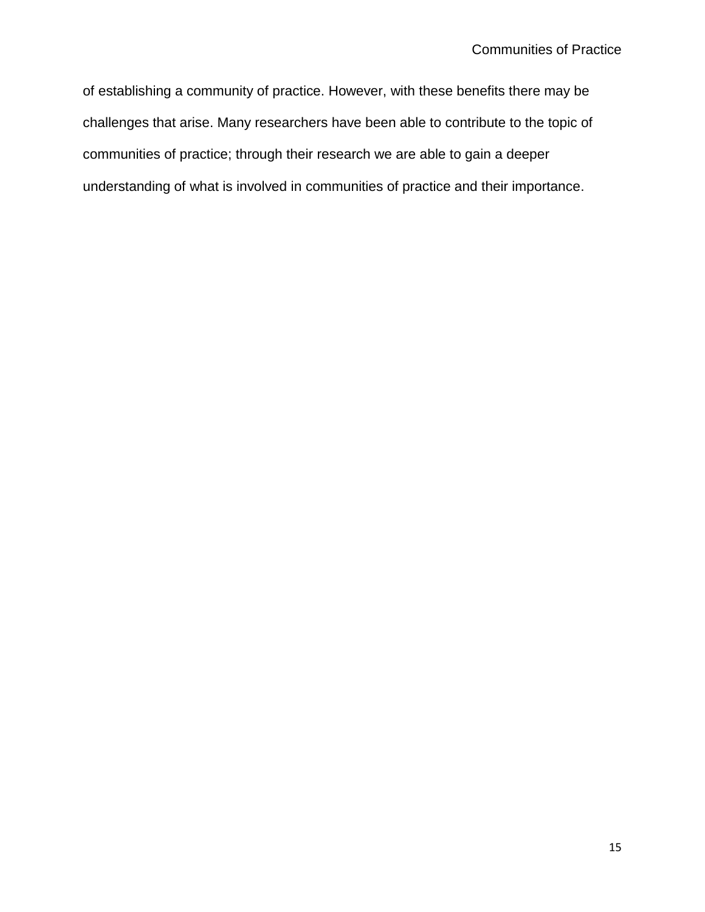of establishing a community of practice. However, with these benefits there may be challenges that arise. Many researchers have been able to contribute to the topic of communities of practice; through their research we are able to gain a deeper understanding of what is involved in communities of practice and their importance.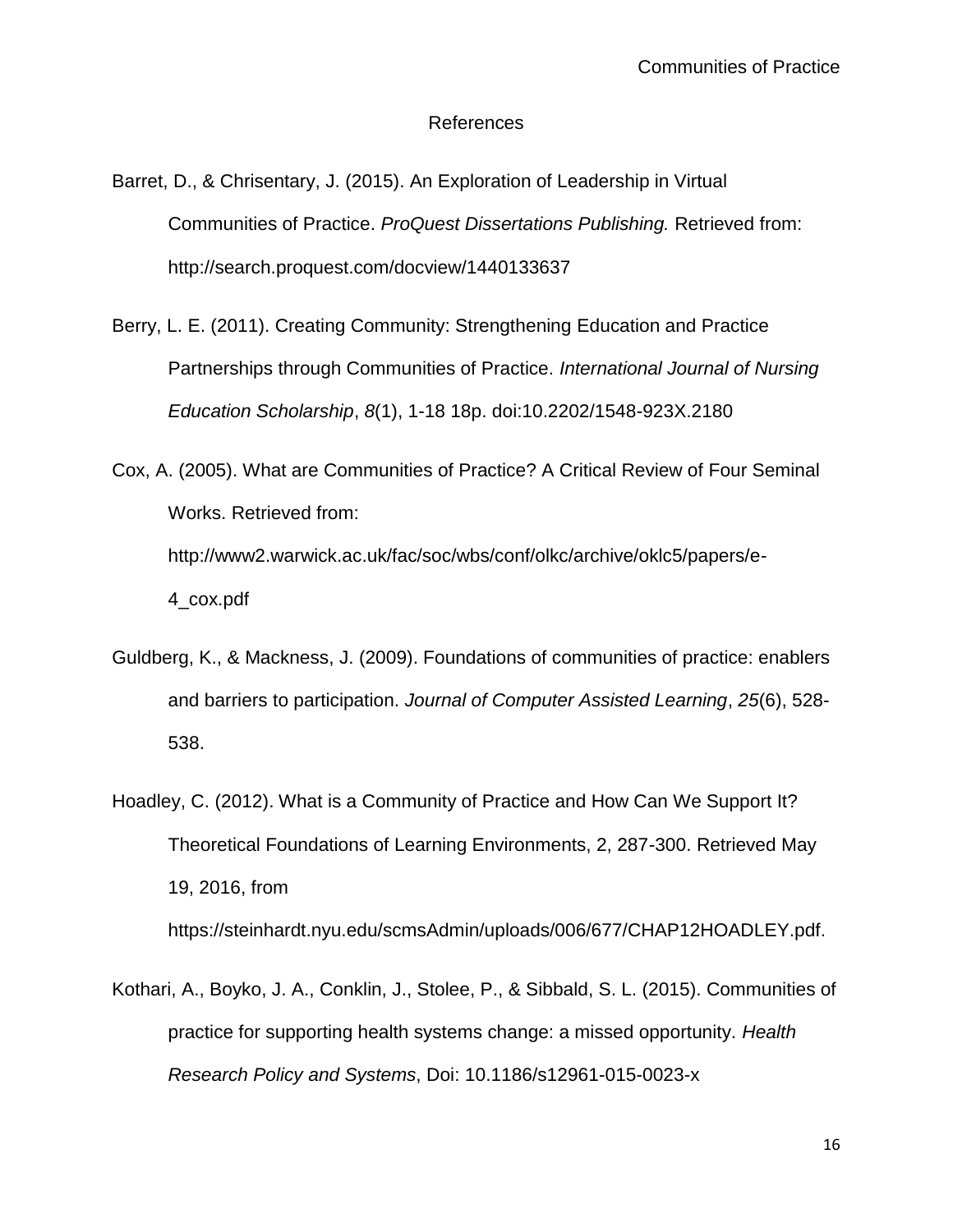# References

Barret, D., & Chrisentary, J. (2015). An Exploration of Leadership in Virtual Communities of Practice. *ProQuest Dissertations Publishing.* Retrieved from: http://search.proquest.com/docview/1440133637

Berry, L. E. (2011). Creating Community: Strengthening Education and Practice Partnerships through Communities of Practice. *International Journal of Nursing Education Scholarship*, *8*(1), 1-18 18p. doi:10.2202/1548-923X.2180

Cox, A. (2005). What are Communities of Practice? A Critical Review of Four Seminal Works. Retrieved from: http://www2.warwick.ac.uk/fac/soc/wbs/conf/olkc/archive/oklc5/papers/e-4_cox.pdf

Guldberg, K., & Mackness, J. (2009). Foundations of communities of practice: enablers and barriers to participation. *Journal of Computer Assisted Learning*, *25*(6), 528-538.

Hoadley, C. (2012). What is a Community of Practice and How Can We Support It? Theoretical Foundations of Learning Environments, 2, 287-300. Retrieved May 19, 2016, from https://steinhardt.nyu.edu/scmsAdmin/uploads/006/677/CHAP12HOADLEY.pdf.

Kothari, A., Boyko, J. A., Conklin, J., Stolee, P., & Sibbald, S. L. (2015). Communities of practice for supporting health systems change: a missed opportunity. *Health Research Policy and Systems*, Doi: 10.1186/s12961-015-0023-x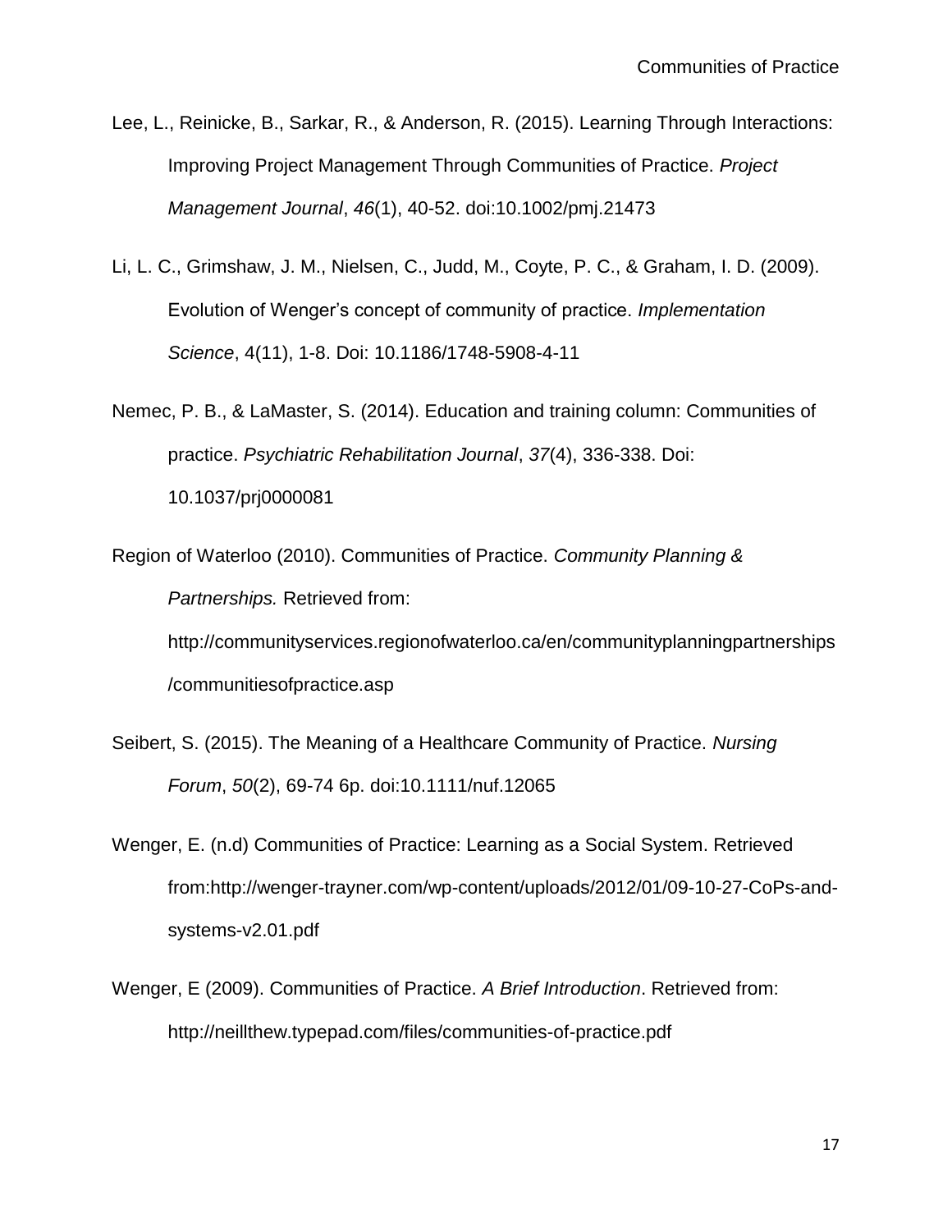Lee, L., Reinicke, B., Sarkar, R., & Anderson, R. (2015). Learning Through Interactions: Improving Project Management Through Communities of Practice. *Project Management Journal*, *46*(1), 40-52. doi:10.1002/pmj.21473

Li, L. C., Grimshaw, J. M., Nielsen, C., Judd, M., Coyte, P. C., & Graham, I. D. (2009). Evolution of Wenger's concept of community of practice. *Implementation Science*, 4(11), 1-8. Doi: 10.1186/1748-5908-4-11

Nemec, P. B., & LaMaster, S. (2014). Education and training column: Communities of practice. *Psychiatric Rehabilitation Journal*, *37*(4), 336-338. Doi: 10.1037/prj0000081

Region of Waterloo (2010). Communities of Practice. *Community Planning & Partnerships.* Retrieved from: http://communityservices.regionofwaterloo.ca/en/communityplanningpartnerships/communitiesofpractice.asp

Seibert, S. (2015). The Meaning of a Healthcare Community of Practice. *Nursing Forum*, *50*(2), 69-74 6p. doi:10.1111/nuf.12065

Wenger, E. (n.d) Communities of Practice: Learning as a Social System. Retrieved from:http://wenger-trayner.com/wp-content/uploads/2012/01/09-10-27-CoPs-and-systems-v2.01.pdf

Wenger, E (2009). Communities of Practice. *A Brief Introduction*. Retrieved from: http://neillthew.typepad.com/files/communities-of-practice.pdf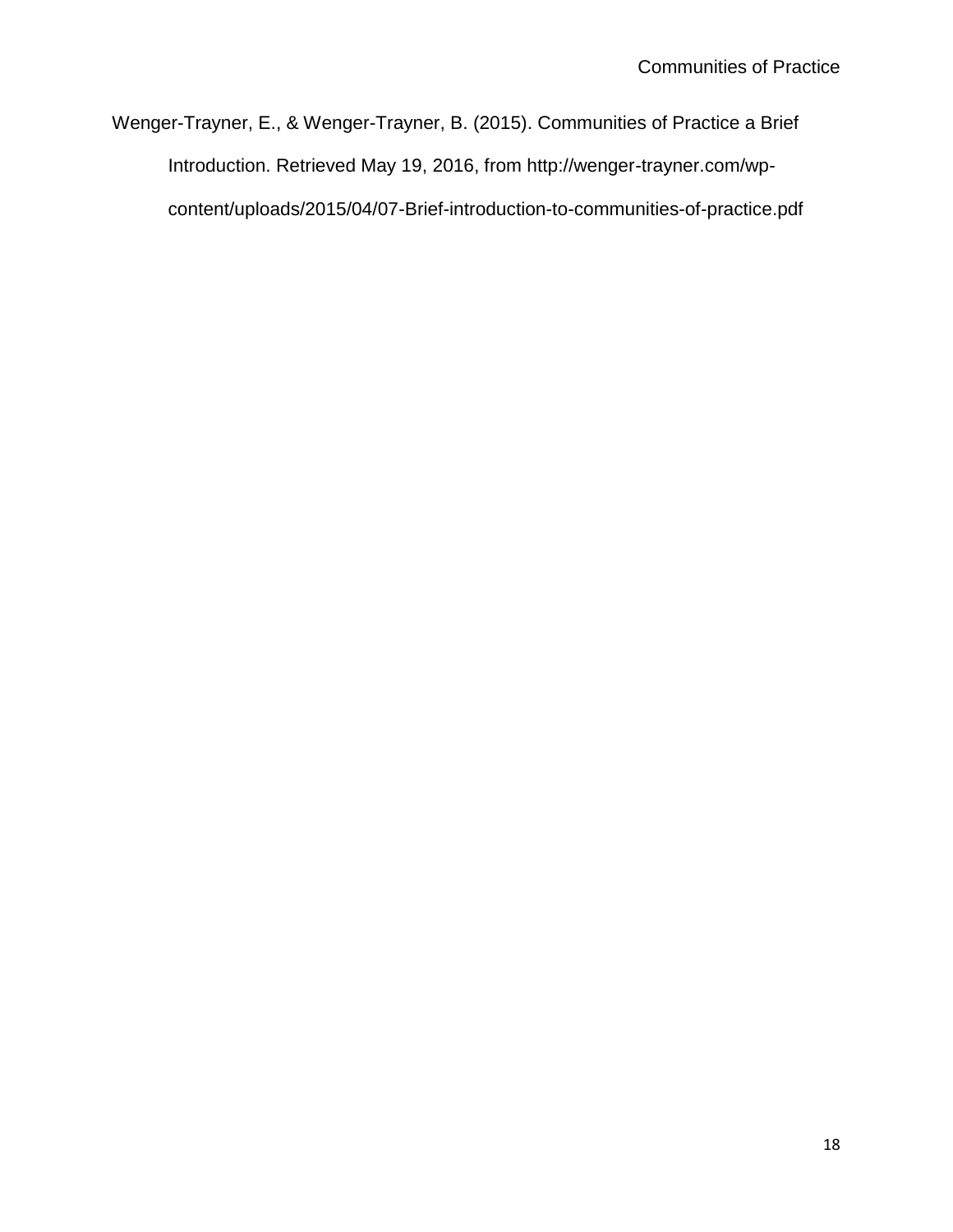Wenger-Trayner, E., & Wenger-Trayner, B. (2015). Communities of Practice a Brief Introduction. Retrieved May 19, 2016, from http://wenger-trayner.com/wp-content/uploads/2015/04/07-Brief-introduction-to-communities-of-practice.pdf